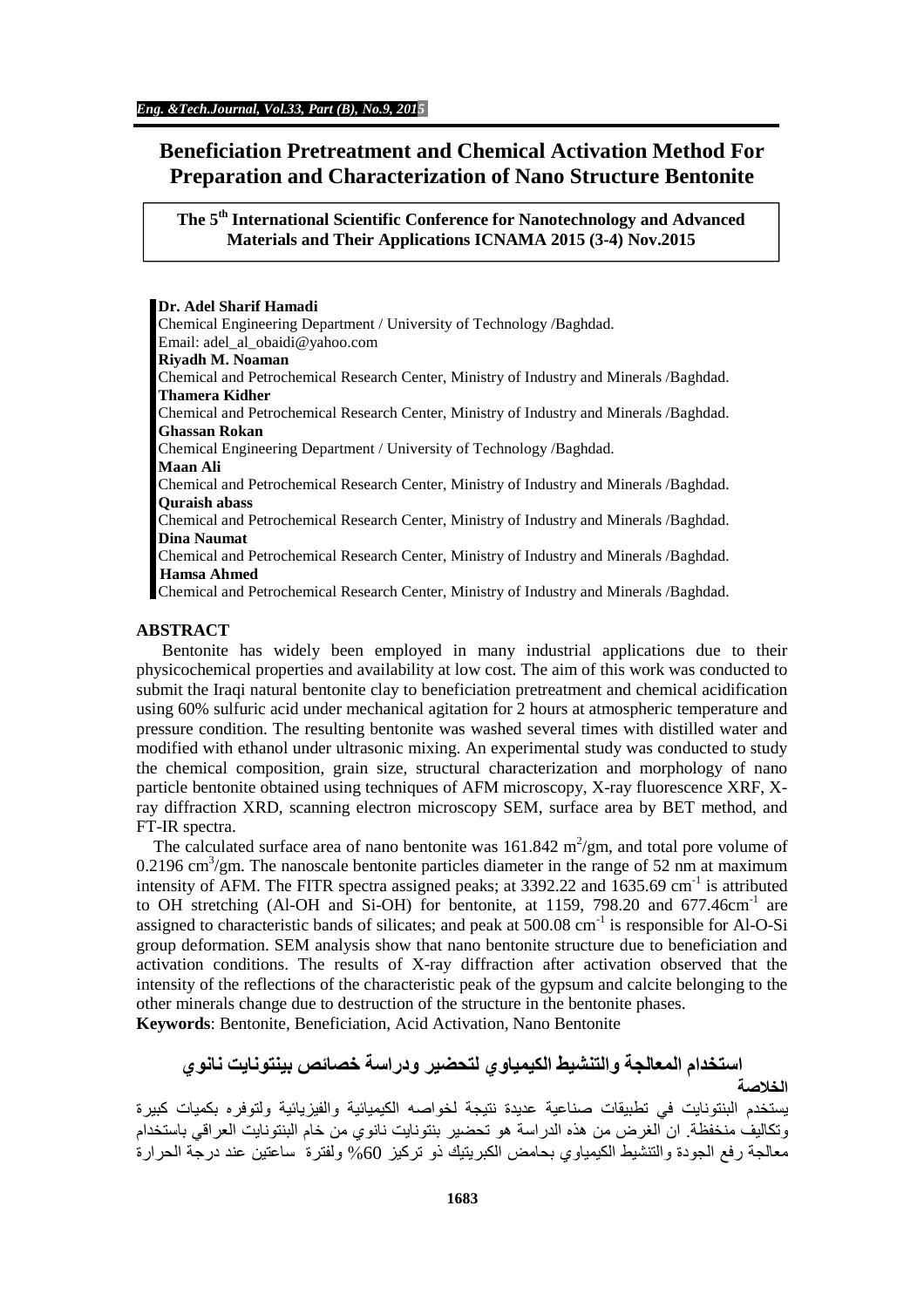# Beneficiation Pretreatment and Chemical Activation Method For Preparation and Characterization of Nano Structure Bentonite

**The 5th International Scientific Conference for Nanotechnology and Advanced Materials and Their Applications ICNAMA 2015 (3-4) Nov.2015**

**Dr. Adel Sharif Hamadi**
Chemical Engineering Department / University of Technology /Baghdad.
Email: adel_al_obaidi@yahoo.com
**Riyadh M. Noaman**
Chemical and Petrochemical Research Center, Ministry of Industry and Minerals /Baghdad.
**Thamera Kidher**
Chemical and Petrochemical Research Center, Ministry of Industry and Minerals /Baghdad.
**Ghassan Rokan**
Chemical Engineering Department / University of Technology /Baghdad.
**Maan Ali**
Chemical and Petrochemical Research Center, Ministry of Industry and Minerals /Baghdad.
**Quraish abass**
Chemical and Petrochemical Research Center, Ministry of Industry and Minerals /Baghdad.
**Dina Naumat**
Chemical and Petrochemical Research Center, Ministry of Industry and Minerals /Baghdad.
**Hamsa Ahmed**
Chemical and Petrochemical Research Center, Ministry of Industry and Minerals /Baghdad.

## ABSTRACT

Bentonite has widely been employed in many industrial applications due to their physicochemical properties and availability at low cost. The aim of this work was conducted to submit the Iraqi natural bentonite clay to beneficiation pretreatment and chemical acidification using 60% sulfuric acid under mechanical agitation for 2 hours at atmospheric temperature and pressure condition. The resulting bentonite was washed several times with distilled water and modified with ethanol under ultrasonic mixing. An experimental study was conducted to study the chemical composition, grain size, structural characterization and morphology of nano particle bentonite obtained using techniques of AFM microscopy, X-ray fluorescence XRF, X-ray diffraction XRD, scanning electron microscopy SEM, surface area by BET method, and FT-IR spectra.

The calculated surface area of nano bentonite was 161.842 $m^2/gm$, and total pore volume of 0.2196 $cm^3/gm$. The nanoscale bentonite particles diameter in the range of 52 nm at maximum intensity of AFM. The FITR spectra assigned peaks; at 3392.22 and 1635.69 $cm^{-1}$ is attributed to OH stretching (Al-OH and Si-OH) for bentonite, at 1159, 798.20 and 677.46$cm^{-1}$ are assigned to characteristic bands of silicates; and peak at 500.08 $cm^{-1}$ is responsible for Al-O-Si group deformation. SEM analysis show that nano bentonite structure due to beneficiation and activation conditions. The results of X-ray diffraction after activation observed that the intensity of the reflections of the characteristic peak of the gypsum and calcite belonging to the other minerals change due to destruction of the structure in the bentonite phases.

**Keywords**: Bentonite, Beneficiation, Acid Activation, Nano Bentonite

## استخدام المعالجة والتنشيط الكيمياوي لتحضير ودراسة خصائص بينتونايت نانوي

### الخلاصة

يستخدم البنتونايت في تطبيقات صناعية عديدة نتيجة لخواصه الكيميائية والفيزيائية ولتوفره بكميات كبيرة وتكاليف منخفظة. ان الغرض من هذه الدراسة هو تحضير بنتونايت نانوي من خام البنتونايت العراقي باستخدام معالجة رفع الجودة والتنشيط الكيمياوي بحامض الكبريتيك ذو تركيز 60% ولفترة ساعتين عند درجة الحرارة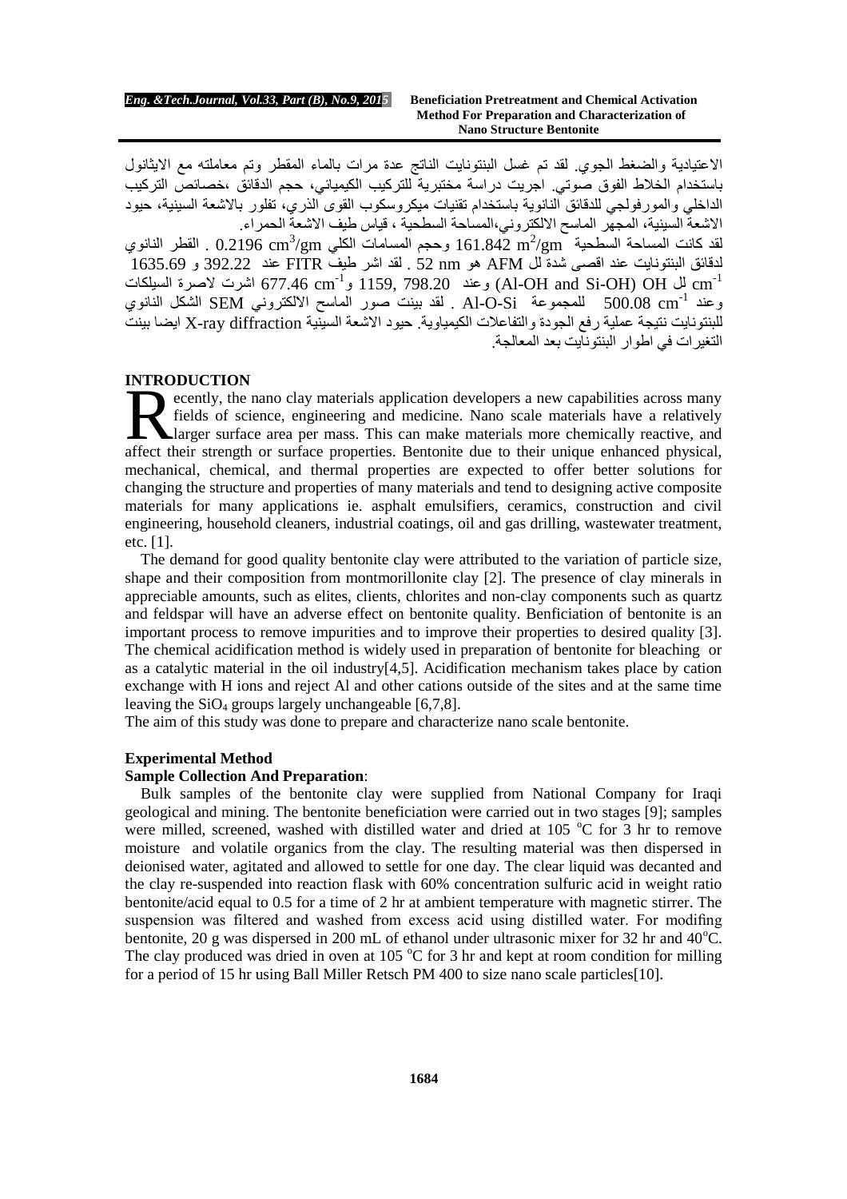الاعتيادية والضغط الجوي. لقد تم غسل البنتونايت الناتج عدة مرات بالماء المقطر وتم معاملته مع الايثانول باستخدام الخلاط الفوق صوتي. اجريت دراسة مختبرية للتركيب الكيميائي، حجم الدقائق ،خصائص التركيب الداخلي والمورفولجي للدقائق النانوية باستخدام تقنيات ميكروسكوب القوى الذري، تفلور بالاشعة السينية، حيود الاشعة السينية، المجهر الماسح الالكتروني،المساحة السطحية ، قياس طيف الاشعة الحمراء.

لقد كانت المساحة السطحية $161.842\ m^2/gm$ وحجم المسامات الكلي $0.2196\ cm^3/gm$ . القطر النانوي لدقائق البنتونايت عند اقصى شدة لل AFM هو 52 nm . لقد اشر طيف FITR عند 392.22 و 1635.69 $cm^{-1}$ لل OH (Al-OH and Si-OH) وعند 798.20 ,1159 و $677.46\ cm^{-1}$ اشرت لاصرة السيلكات وعند $500.08\ cm^{-1}$ للمجموعة Al-O-Si . لقد بينت صور الماسح الالكتروني SEM الشكل النانوي للبنتونايت نتيجة عملية رفع الجودة والتفاعلات الكيمياوية. حيود الاشعة السينية X-ray diffraction ايضا بينت التغيرات في اطوار البنتونايت بعد المعالجة.

## INTRODUCTION

Recently, the nano clay materials application developers a new capabilities across many fields of science, engineering and medicine. Nano scale materials have a relatively larger surface area per mass. This can make materials more chemically reactive, and affect their strength or surface properties. Bentonite due to their unique enhanced physical, mechanical, chemical, and thermal properties are expected to offer better solutions for changing the structure and properties of many materials and tend to designing active composite materials for many applications ie. asphalt emulsifiers, ceramics, construction and civil engineering, household cleaners, industrial coatings, oil and gas drilling, wastewater treatment, etc. [1].

The demand for good quality bentonite clay were attributed to the variation of particle size, shape and their composition from montmorillonite clay [2]. The presence of clay minerals in appreciable amounts, such as elites, clients, chlorites and non-clay components such as quartz and feldspar will have an adverse effect on bentonite quality. Benficiation of bentonite is an important process to remove impurities and to improve their properties to desired quality [3]. The chemical acidification method is widely used in preparation of bentonite for bleaching or as a catalytic material in the oil industry[4,5]. Acidification mechanism takes place by cation exchange with H ions and reject Al and other cations outside of the sites and at the same time leaving the $SiO_4$ groups largely unchangeable [6,7,8].

The aim of this study was done to prepare and characterize nano scale bentonite.

## Experimental Method

### Sample Collection And Preparation:

Bulk samples of the bentonite clay were supplied from National Company for Iraqi geological and mining. The bentonite beneficiation were carried out in two stages [9]; samples were milled, screened, washed with distilled water and dried at 105 °C for 3 hr to remove moisture and volatile organics from the clay. The resulting material was then dispersed in deionised water, agitated and allowed to settle for one day. The clear liquid was decanted and the clay re-suspended into reaction flask with 60% concentration sulfuric acid in weight ratio bentonite/acid equal to 0.5 for a time of 2 hr at ambient temperature with magnetic stirrer. The suspension was filtered and washed from excess acid using distilled water. For modifing bentonite, 20 g was dispersed in 200 mL of ethanol under ultrasonic mixer for 32 hr and 40°C. The clay produced was dried in oven at 105 °C for 3 hr and kept at room condition for milling for a period of 15 hr using Ball Miller Retsch PM 400 to size nano scale particles[10].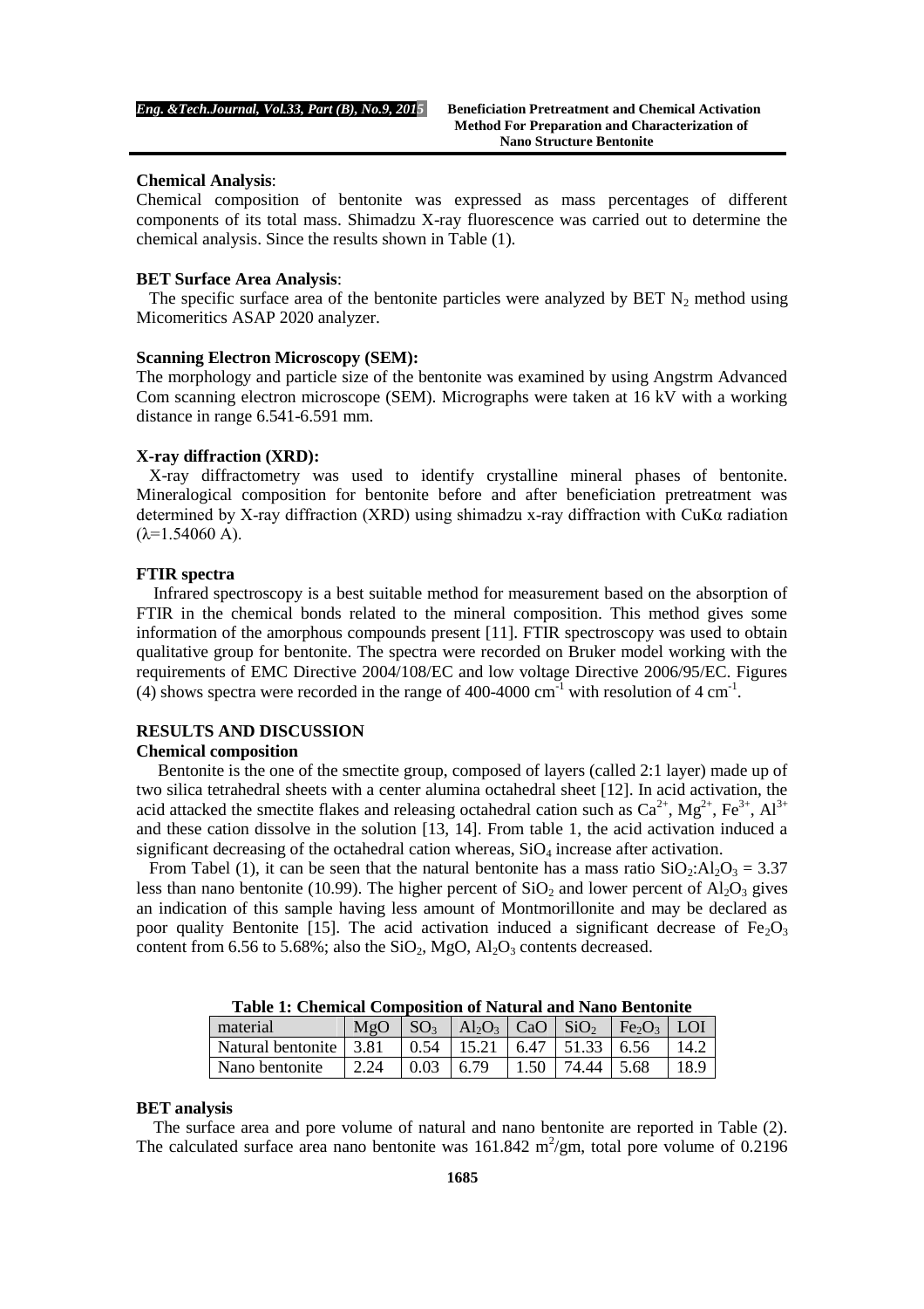**Chemical Analysis**:

Chemical composition of bentonite was expressed as mass percentages of different components of its total mass. Shimadzu X-ray fluorescence was carried out to determine the chemical analysis. Since the results shown in Table (1).

**BET Surface Area Analysis**:

The specific surface area of the bentonite particles were analyzed by BET $N_2$ method using Micomeritics ASAP 2020 analyzer.

**Scanning Electron Microscopy (SEM):**

The morphology and particle size of the bentonite was examined by using Angstrm Advanced Com scanning electron microscope (SEM). Micrographs were taken at 16 kV with a working distance in range 6.541-6.591 mm.

**X-ray diffraction (XRD):**

X-ray diffractometry was used to identify crystalline mineral phases of bentonite. Mineralogical composition for bentonite before and after beneficiation pretreatment was determined by X-ray diffraction (XRD) using shimadzu x-ray diffraction with CuKα radiation ($\lambda$=1.54060 A).

**FTIR spectra**

Infrared spectroscopy is a best suitable method for measurement based on the absorption of FTIR in the chemical bonds related to the mineral composition. This method gives some information of the amorphous compounds present [11]. FTIR spectroscopy was used to obtain qualitative group for bentonite. The spectra were recorded on Bruker model working with the requirements of EMC Directive 2004/108/EC and low voltage Directive 2006/95/EC. Figures (4) shows spectra were recorded in the range of 400-4000 $cm^{-1}$ with resolution of 4 $cm^{-1}$.

## RESULTS AND DISCUSSION

### Chemical composition

Bentonite is the one of the smectite group, composed of layers (called 2:1 layer) made up of two silica tetrahedral sheets with a center alumina octahedral sheet [12]. In acid activation, the acid attacked the smectite flakes and releasing octahedral cation such as $Ca^{2+}$, $Mg^{2+}$, $Fe^{3+}$, $Al^{3+}$ and these cation dissolve in the solution [13, 14]. From table 1, the acid activation induced a significant decreasing of the octahedral cation whereas, $SiO_4$ increase after activation.

From Tabel (1), it can be seen that the natural bentonite has a mass ratio $SiO_2$:$Al_2O_3$ = 3.37 less than nano bentonite (10.99). The higher percent of $SiO_2$ and lower percent of $Al_2O_3$ gives an indication of this sample having less amount of Montmorillonite and may be declared as poor quality Bentonite [15]. The acid activation induced a significant decrease of $Fe_2O_3$ content from 6.56 to 5.68%; also the $SiO_2$, MgO, $Al_2O_3$ contents decreased.

**Table 1: Chemical Composition of Natural and Nano Bentonite**

| material | MgO | $SO_3$ | $Al_2O_3$ | CaO | $SiO_2$ | $Fe_2O_3$ | LOI |
|---|---|---|---|---|---|---|---|
| Natural bentonite | 3.81 | 0.54 | 15.21 | 6.47 | 51.33 | 6.56 | 14.2 |
| Nano bentonite | 2.24 | 0.03 | 6.79 | 1.50 | 74.44 | 5.68 | 18.9 |

### BET analysis

The surface area and pore volume of natural and nano bentonite are reported in Table (2). The calculated surface area nano bentonite was 161.842 $m^2$/gm, total pore volume of 0.2196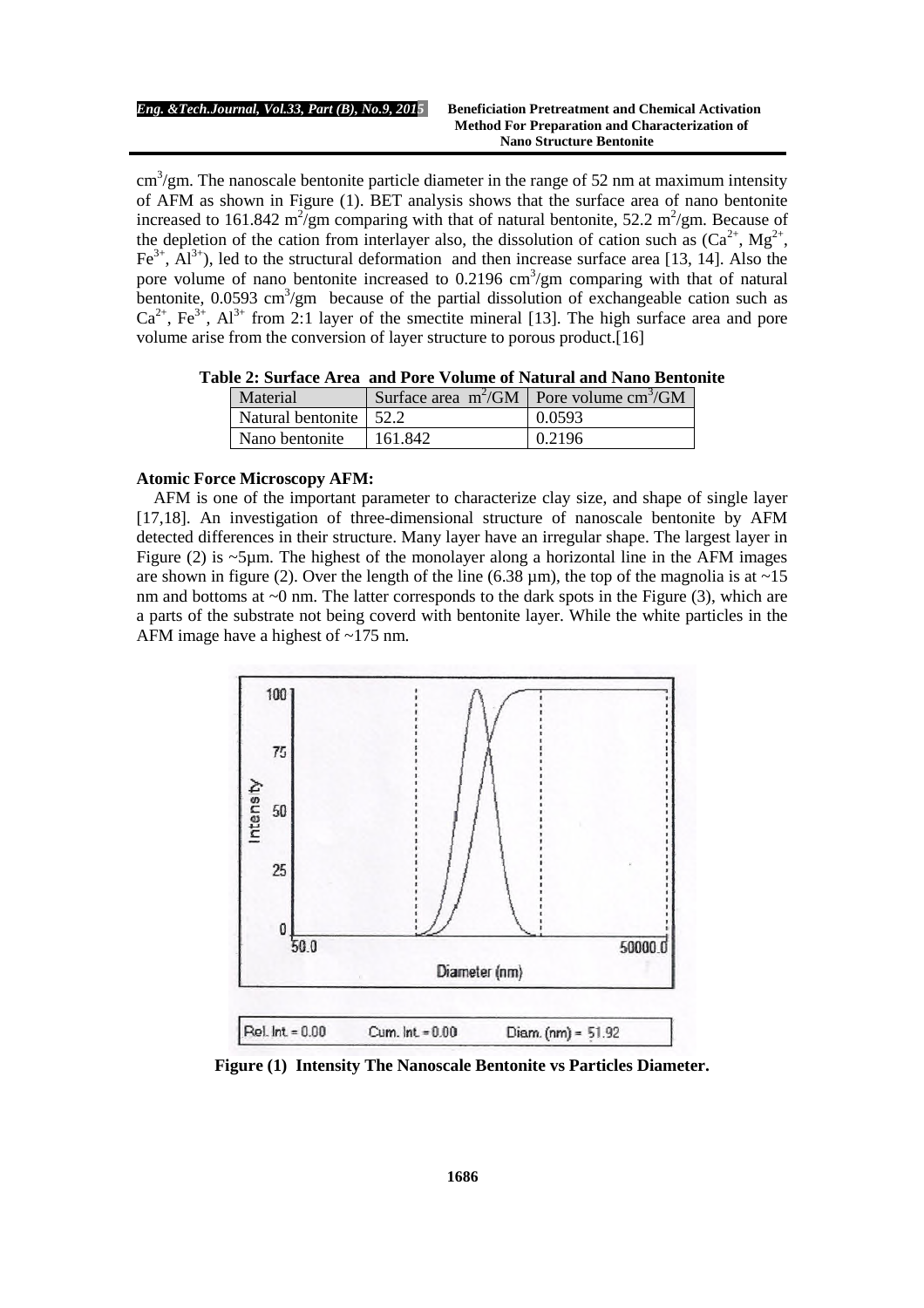$cm^3$/gm. The nanoscale bentonite particle diameter in the range of 52 nm at maximum intensity of AFM as shown in Figure (1). BET analysis shows that the surface area of nano bentonite increased to 161.842 $m^2$/gm comparing with that of natural bentonite, 52.2 $m^2$/gm. Because of the depletion of the cation from interlayer also, the dissolution of cation such as ($Ca^{2+}$, $Mg^{2+}$, $Fe^{3+}$, $Al^{3+}$), led to the structural deformation and then increase surface area [13, 14]. Also the pore volume of nano bentonite increased to 0.2196 $cm^3$/gm comparing with that of natural bentonite, 0.0593 $cm^3$/gm because of the partial dissolution of exchangeable cation such as $Ca^{2+}$, $Fe^{3+}$, $Al^{3+}$ from 2:1 layer of the smectite mineral [13]. The high surface area and pore volume arise from the conversion of layer structure to porous product.[16]

**Table 2: Surface Area and Pore Volume of Natural and Nano Bentonite**

| Material | Surface area $m^2$/GM | Pore volume $cm^3$/GM |
|---|---|---|
| Natural bentonite | 52.2 | 0.0593 |
| Nano bentonite | 161.842 | 0.2196 |

### Atomic Force Microscopy AFM:

AFM is one of the important parameter to characterize clay size, and shape of single layer [17,18]. An investigation of three-dimensional structure of nanoscale bentonite by AFM detected differences in their structure. Many layer have an irregular shape. The largest layer in Figure (2) is ~5µm. The highest of the monolayer along a horizontal line in the AFM images are shown in figure (2). Over the length of the line (6.38 µm), the top of the magnolia is at ~15 nm and bottoms at ~0 nm. The latter corresponds to the dark spots in the Figure (3), which are a parts of the substrate not being coverd with bentonite layer. While the white particles in the AFM image have a highest of ~175 nm.

100
75
50
25
0
Intensity
50.0
50000.0
Diameter (nm)

Rel. Int = 0.00 Cum. Int = 0.00 Diam. (nm) = 51.92

**Figure (1) Intensity The Nanoscale Bentonite vs Particles Diameter.**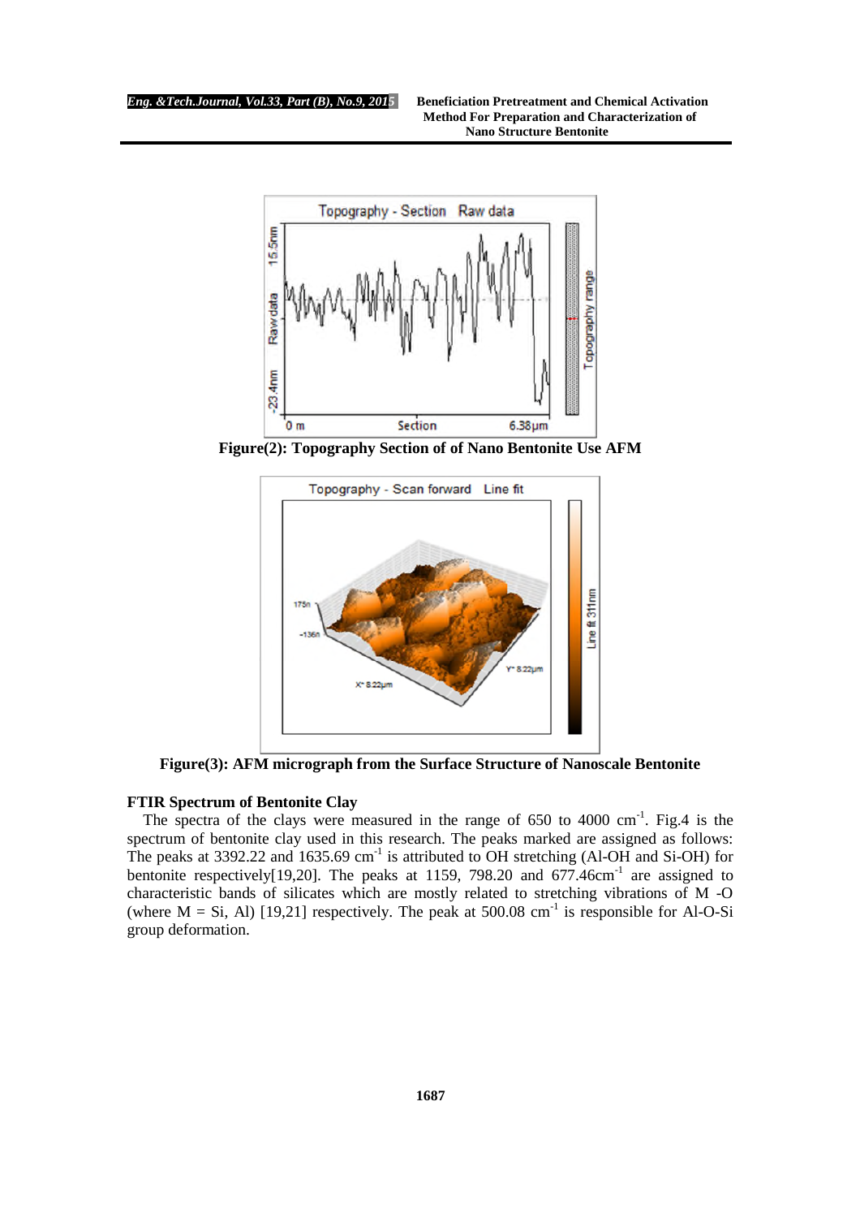Topography - Section Raw data

15.5nm

Rawdata

-23.4nm

0 m

Section

6.38µm

Topography range

**Figure(2): Topography Section of of Nano Bentonite Use AFM**

Topography - Scan forward Line fit

175n

-136n

X* 8.22µm

Y* 8.22µm

Line fit 311nm

**Figure(3): AFM micrograph from the Surface Structure of Nanoscale Bentonite**

### FTIR Spectrum of Bentonite Clay

The spectra of the clays were measured in the range of 650 to 4000 $cm^{-1}$. Fig.4 is the spectrum of bentonite clay used in this research. The peaks marked are assigned as follows: The peaks at 3392.22 and 1635.69 $cm^{-1}$ is attributed to OH stretching (Al-OH and Si-OH) for bentonite respectively[19,20]. The peaks at 1159, 798.20 and 677.46$cm^{-1}$ are assigned to characteristic bands of silicates which are mostly related to stretching vibrations of M -O (where M = Si, Al) [19,21] respectively. The peak at 500.08 $cm^{-1}$ is responsible for Al-O-Si group deformation.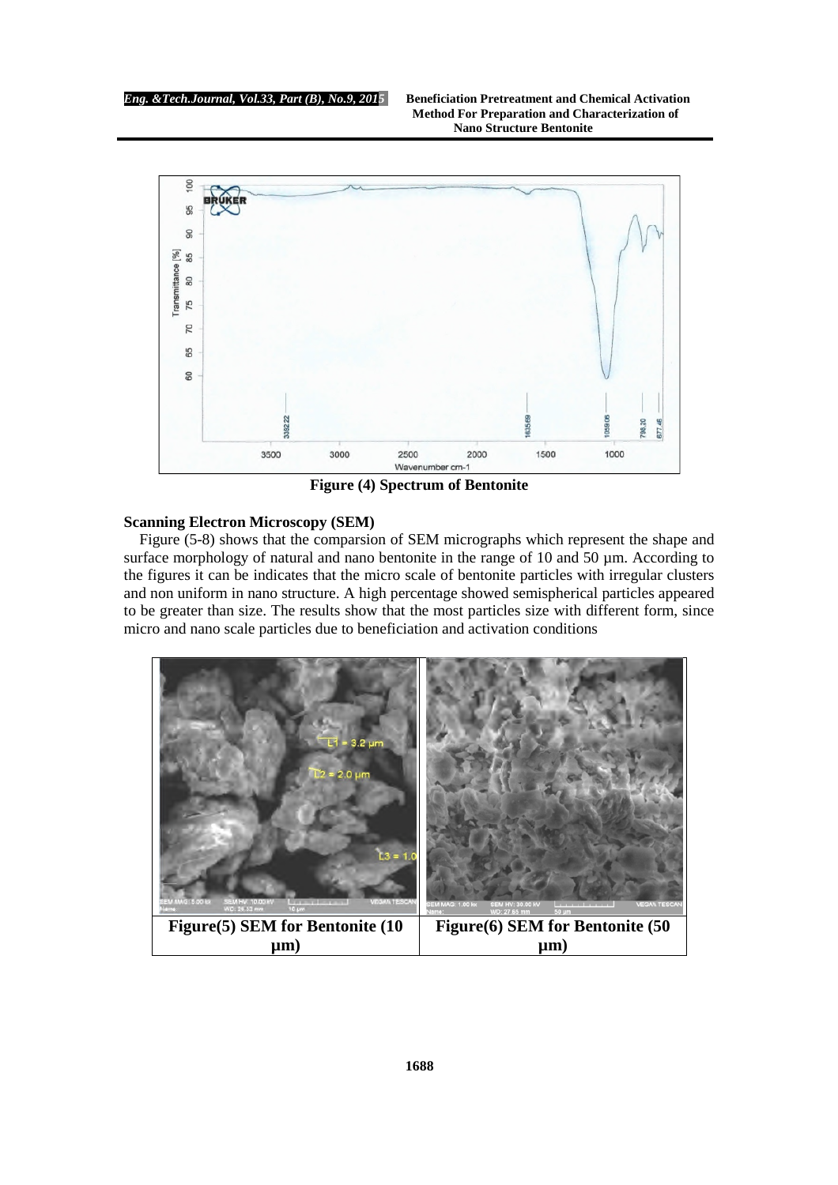BRUKER

Transmittance [%]

100
95
90
85
80
75
70
65
60

3382.22
1635.69
1059.06
798.30
677.45

3500
3000
2500
2000
1500
1000

Wavenumber cm-1

**Figure (4) Spectrum of Bentonite**

### Scanning Electron Microscopy (SEM)

Figure (5-8) shows that the comparsion of SEM micrographs which represent the shape and surface morphology of natural and nano bentonite in the range of 10 and 50 μm. According to the figures it can be indicates that the micro scale of bentonite particles with irregular clusters and non uniform in nano structure. A high percentage showed semispherical particles appeared to be greater than size. The results show that the most particles size with different form, since micro and nano scale particles due to beneficiation and activation conditions

L1 = 3.2 μm
L2 = 2.0 μm
L3 = 1.0

| | |
|---|---|
| **Figure(5) SEM for Bentonite (10 μm)** | **Figure(6) SEM for Bentonite (50 μm)** |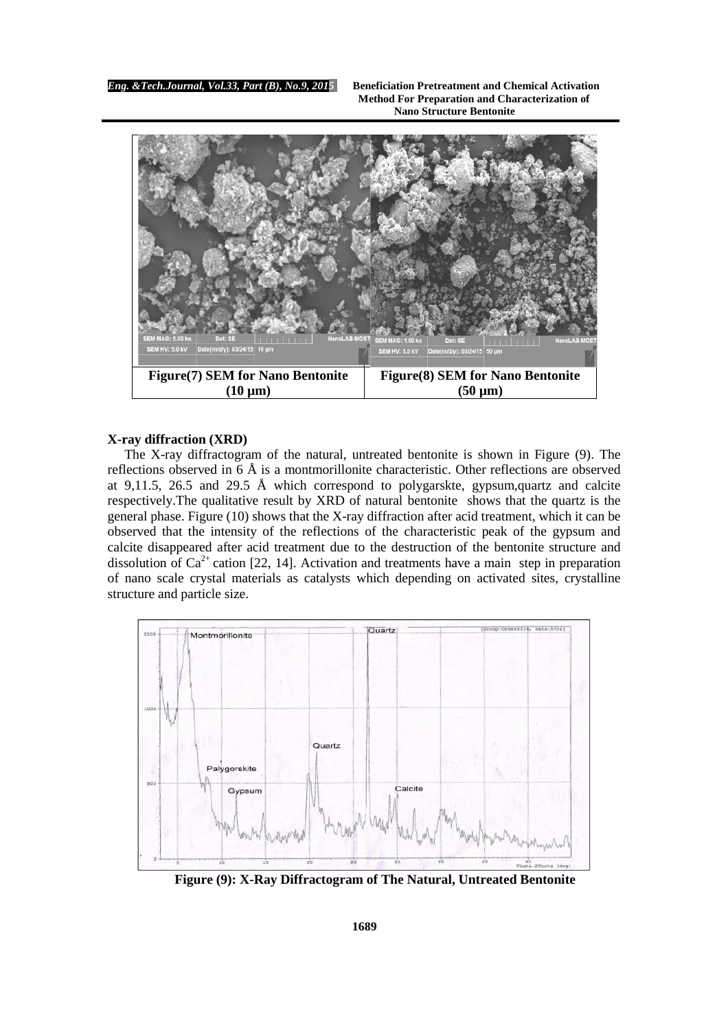| Figure(7) SEM for Nano Bentonite (10 µm) | Figure(8) SEM for Nano Bentonite (50 µm) |
|---|---|

SEM MAG: 5.00 kx Det: SE NanoLAB-MOST
SEM HV: 5.0 kV Date(m/d/y): 03/24/15 10 µm

SEM MAG: 1.00 kx Det: SE NanoLAB-MOST
SEM HV: 5.0 kV Date(m/d/y): 03/24/15 50 µm

**X-ray diffraction (XRD)**

The X-ray diffractogram of the natural, untreated bentonite is shown in Figure (9). The reflections observed in 6 Å is a montmorillonite characteristic. Other reflections are observed at 9,11.5, 26.5 and 29.5 Å which correspond to polygarskte, gypsum,quartz and calcite respectively.The qualitative result by XRD of natural bentonite shows that the quartz is the general phase. Figure (10) shows that the X-ray diffraction after acid treatment, which it can be observed that the intensity of the reflections of the characteristic peak of the gypsum and calcite disappeared after acid treatment due to the destruction of the bentonite structure and dissolution of $Ca^{2+}$ cation [22, 14]. Activation and treatments have a main step in preparation of nano scale crystal materials as catalysts which depending on activated sites, crystalline structure and particle size.

Montmorillonite
Quartz
Quartz
Palygorskite
Gypsum
Calcite
[Group:Order2014, Data:5752]
1500
1000
500
0
5 10 15 20 25 30 35 40 45
Theta-2Theta (deg)

**Figure (9): X-Ray Diffractogram of The Natural, Untreated Bentonite**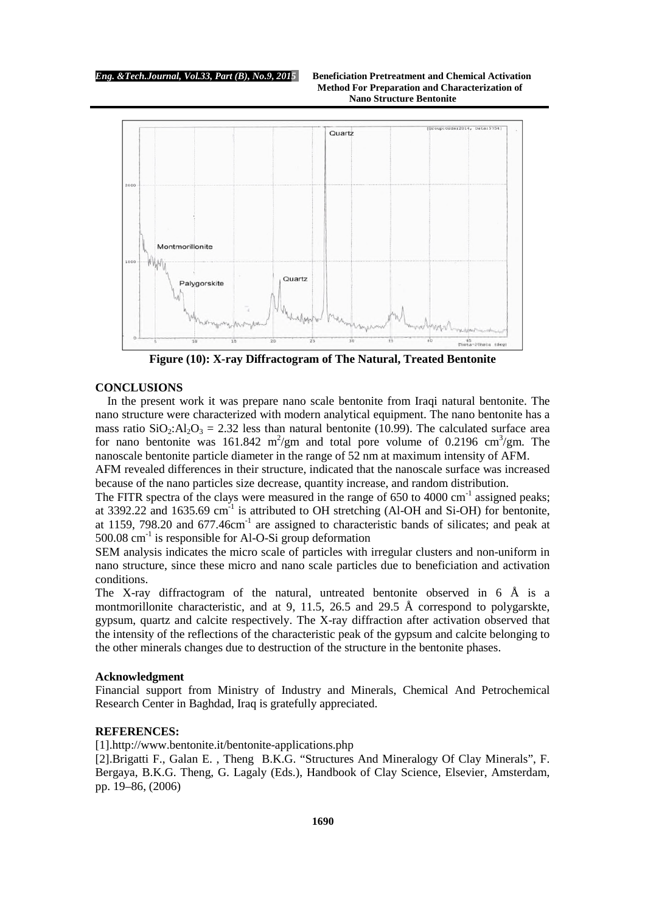Quartz

[Group:Order2014, Data:5754]

2000

Montmorillonite

1000

Palygorskite

Quartz

0

5 10 15 20 25 30 35 40 45

Theta-2Theta (deg)

**Figure (10): X-ray Diffractogram of The Natural, Treated Bentonite**

## CONCLUSIONS

In the present work it was prepare nano scale bentonite from Iraqi natural bentonite. The nano structure were characterized with modern analytical equipment. The nano bentonite has a mass ratio $SiO_2$:$Al_2O_3$ = 2.32 less than natural bentonite (10.99). The calculated surface area for nano bentonite was 161.842 $m^2$/gm and total pore volume of 0.2196 $cm^3$/gm. The nanoscale bentonite particle diameter in the range of 52 nm at maximum intensity of AFM.

AFM revealed differences in their structure, indicated that the nanoscale surface was increased because of the nano particles size decrease, quantity increase, and random distribution.

The FITR spectra of the clays were measured in the range of 650 to 4000 $cm^{-1}$ assigned peaks; at 3392.22 and 1635.69 $cm^{-1}$ is attributed to OH stretching (Al-OH and Si-OH) for bentonite, at 1159, 798.20 and 677.46$cm^{-1}$ are assigned to characteristic bands of silicates; and peak at 500.08 $cm^{-1}$ is responsible for Al-O-Si group deformation

SEM analysis indicates the micro scale of particles with irregular clusters and non-uniform in nano structure, since these micro and nano scale particles due to beneficiation and activation conditions.

The X-ray diffractogram of the natural, untreated bentonite observed in 6 Å is a montmorillonite characteristic, and at 9, 11.5, 26.5 and 29.5 Å correspond to polygarskte, gypsum, quartz and calcite respectively. The X-ray diffraction after activation observed that the intensity of the reflections of the characteristic peak of the gypsum and calcite belonging to the other minerals changes due to destruction of the structure in the bentonite phases.

### Acknowledgment

Financial support from Ministry of Industry and Minerals, Chemical And Petrochemical Research Center in Baghdad, Iraq is gratefully appreciated.

### REFERENCES:

[1].http://www.bentonite.it/bentonite-applications.php

[2].Brigatti F., Galan E. , Theng B.K.G. "Structures And Mineralogy Of Clay Minerals", F. Bergaya, B.K.G. Theng, G. Lagaly (Eds.), Handbook of Clay Science, Elsevier, Amsterdam, pp. 19–86, (2006)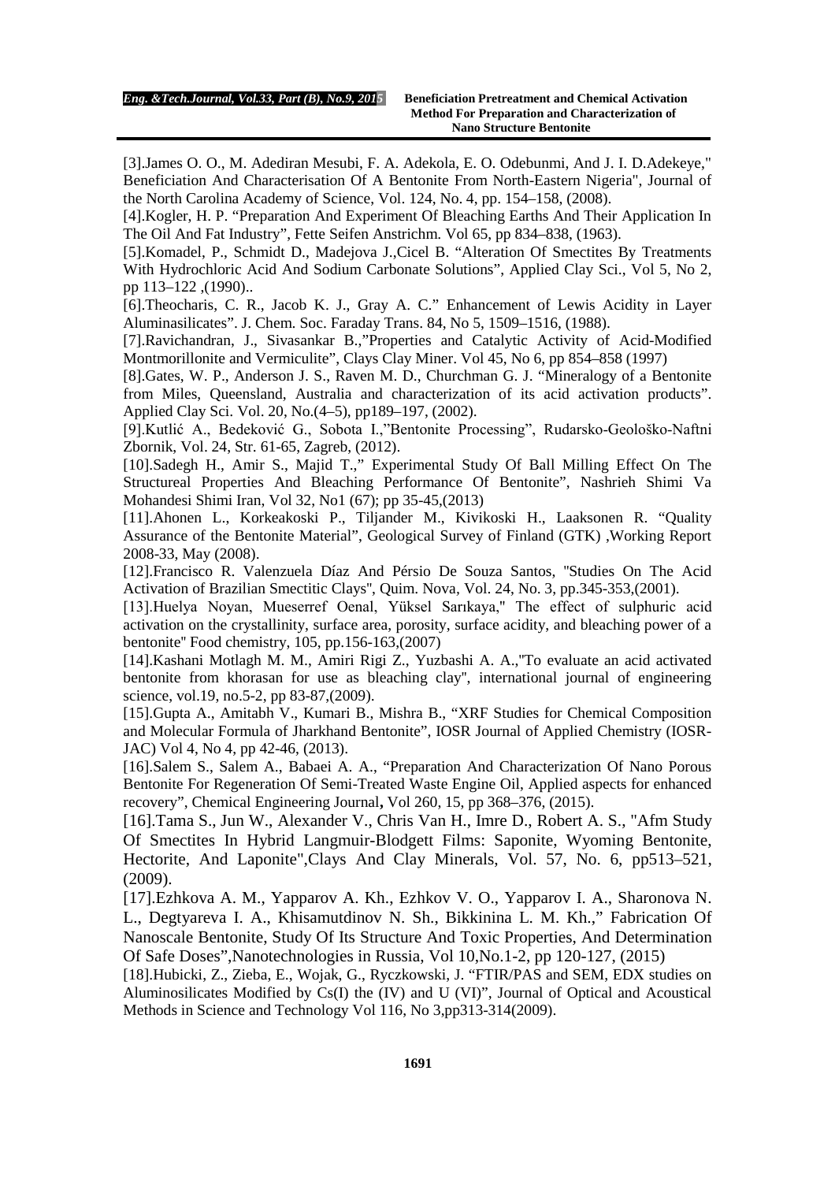[3].James O. O., M. Adediran Mesubi, F. A. Adekola, E. O. Odebunmi, And J. I. D.Adekeye," Beneficiation And Characterisation Of A Bentonite From North-Eastern Nigeria", Journal of the North Carolina Academy of Science, Vol. 124, No. 4, pp. 154–158, (2008).

[4].Kogler, H. P. "Preparation And Experiment Of Bleaching Earths And Their Application In The Oil And Fat Industry", Fette Seifen Anstrichm. Vol 65, pp 834–838, (1963).

[5].Komadel, P., Schmidt D., Madejova J.,Cicel B. "Alteration Of Smectites By Treatments With Hydrochloric Acid And Sodium Carbonate Solutions", Applied Clay Sci., Vol 5, No 2, pp 113–122 ,(1990)..

[6].Theocharis, C. R., Jacob K. J., Gray A. C." Enhancement of Lewis Acidity in Layer Aluminasilicates". J. Chem. Soc. Faraday Trans. 84, No 5, 1509–1516, (1988).

[7].Ravichandran, J., Sivasankar B.,"Properties and Catalytic Activity of Acid-Modified Montmorillonite and Vermiculite", Clays Clay Miner. Vol 45, No 6, pp 854–858 (1997)

[8].Gates, W. P., Anderson J. S., Raven M. D., Churchman G. J. "Mineralogy of a Bentonite from Miles, Queensland, Australia and characterization of its acid activation products". Applied Clay Sci. Vol. 20, No.(4–5), pp189–197, (2002).

[9].Kutlić A., Bedeković G., Sobota I.,"Bentonite Processing", Rudarsko-Geološko-Naftni Zbornik, Vol. 24, Str. 61-65, Zagreb, (2012).

[10].Sadegh H., Amir S., Majid T.," Experimental Study Of Ball Milling Effect On The Structureal Properties And Bleaching Performance Of Bentonite", Nashrieh Shimi Va Mohandesi Shimi Iran, Vol 32, No1 (67); pp 35-45,(2013)

[11].Ahonen L., Korkeakoski P., Tiljander M., Kivikoski H., Laaksonen R. "Quality Assurance of the Bentonite Material", Geological Survey of Finland (GTK) ,Working Report 2008-33, May (2008).

[12].Francisco R. Valenzuela Díaz And Pérsio De Souza Santos, "Studies On The Acid Activation of Brazilian Smectitic Clays", Quim. Nova, Vol. 24, No. 3, pp.345-353,(2001).

[13].Huelya Noyan, Mueserref Oenal, Yüksel Sarıkaya," The effect of sulphuric acid activation on the crystallinity, surface area, porosity, surface acidity, and bleaching power of a bentonite" Food chemistry, 105, pp.156-163,(2007)

[14].Kashani Motlagh M. M., Amiri Rigi Z., Yuzbashi A. A.,"To evaluate an acid activated bentonite from khorasan for use as bleaching clay", international journal of engineering science, vol.19, no.5-2, pp 83-87,(2009).

[15].Gupta A., Amitabh V., Kumari B., Mishra B., "XRF Studies for Chemical Composition and Molecular Formula of Jharkhand Bentonite", IOSR Journal of Applied Chemistry (IOSR-JAC) Vol 4, No 4, pp 42-46, (2013).

[16].Salem S., Salem A., Babaei A. A., "Preparation And Characterization Of Nano Porous Bentonite For Regeneration Of Semi-Treated Waste Engine Oil, Applied aspects for enhanced recovery", Chemical Engineering Journal**,** Vol 260, 15, pp 368–376, (2015).

[16].Tama S., Jun W., Alexander V., Chris Van H., Imre D., Robert A. S., "Afm Study Of Smectites In Hybrid Langmuir-Blodgett Films: Saponite, Wyoming Bentonite, Hectorite, And Laponite",Clays And Clay Minerals, Vol. 57, No. 6, pp513–521, (2009).

[17].Ezhkova A. M., Yapparov A. Kh., Ezhkov V. O., Yapparov I. A., Sharonova N. L., Degtyareva I. A., Khisamutdinov N. Sh., Bikkinina L. M. Kh.," Fabrication Of Nanoscale Bentonite, Study Of Its Structure And Toxic Properties, And Determination Of Safe Doses",Nanotechnologies in Russia, Vol 10,No.1-2, pp 120-127, (2015)

[18].Hubicki, Z., Zieba, E., Wojak, G., Ryczkowski, J. "FTIR/PAS and SEM, EDX studies on Aluminosilicates Modified by Cs(I) the (IV) and U (VI)", Journal of Optical and Acoustical Methods in Science and Technology Vol 116, No 3,pp313-314(2009).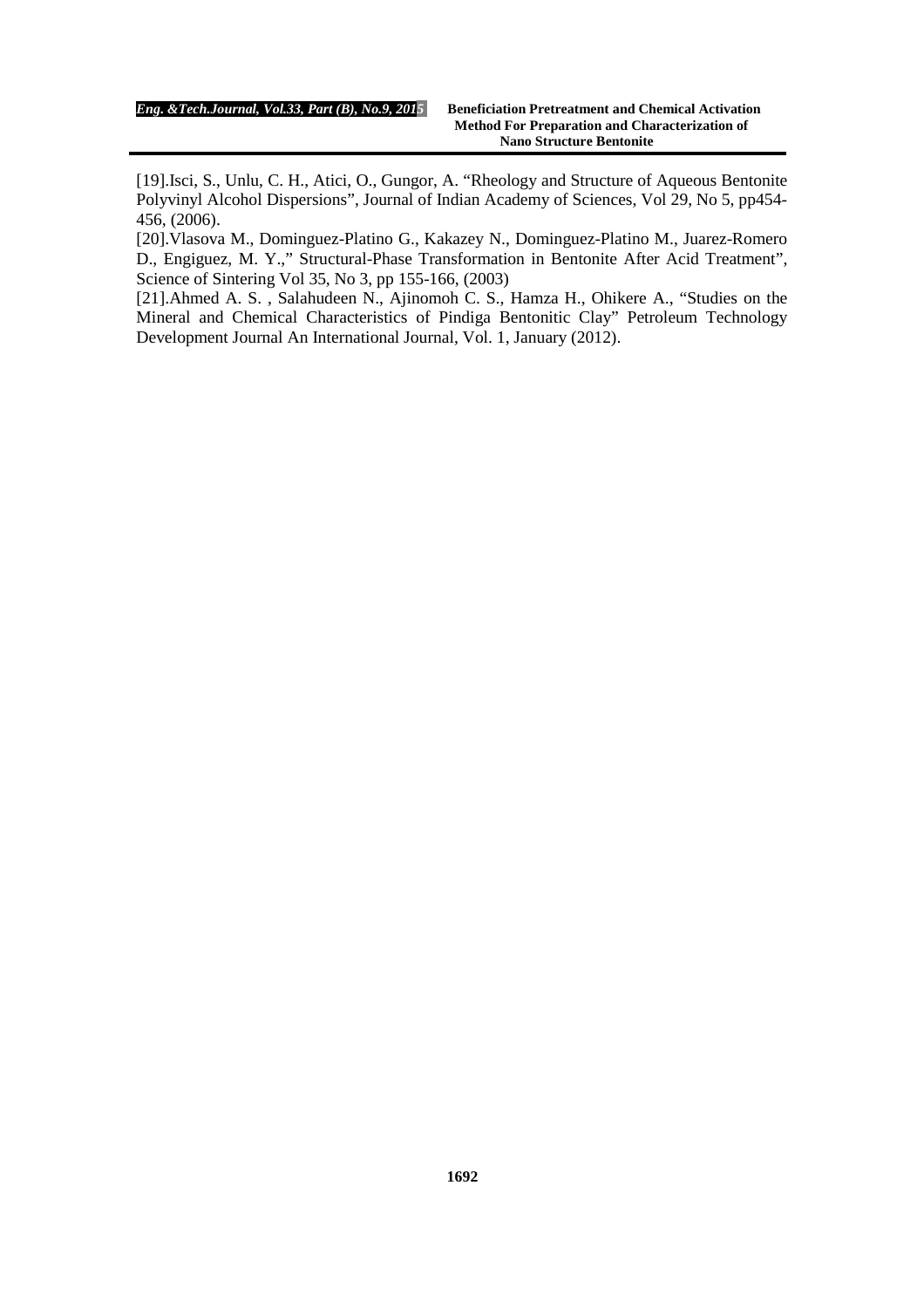[19].Isci, S., Unlu, C. H., Atici, O., Gungor, A. "Rheology and Structure of Aqueous Bentonite Polyvinyl Alcohol Dispersions", Journal of Indian Academy of Sciences, Vol 29, No 5, pp454-456, (2006).

[20].Vlasova M., Dominguez-Platino G., Kakazey N., Dominguez-Platino M., Juarez-Romero D., Engiguez, M. Y.," Structural-Phase Transformation in Bentonite After Acid Treatment", Science of Sintering Vol 35, No 3, pp 155-166, (2003)

[21].Ahmed A. S. , Salahudeen N., Ajinomoh C. S., Hamza H., Ohikere A., "Studies on the Mineral and Chemical Characteristics of Pindiga Bentonitic Clay" Petroleum Technology Development Journal An International Journal, Vol. 1, January (2012).